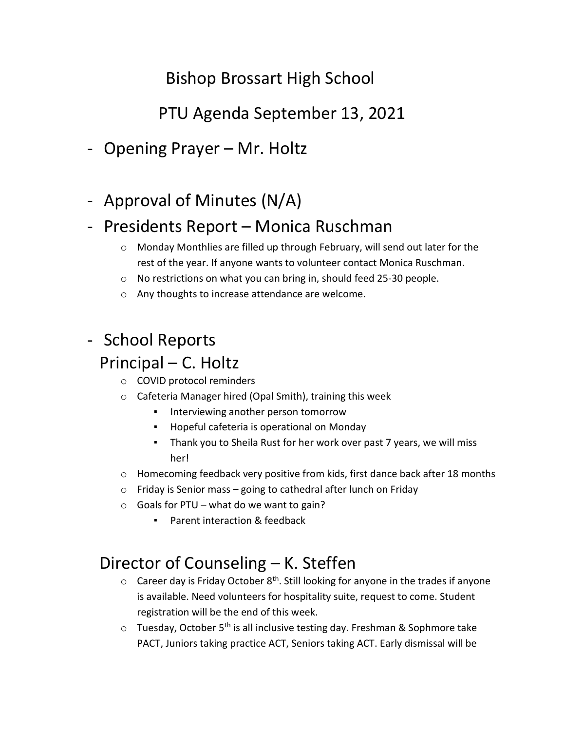# Bishop Brossart High School

## PTU Agenda September 13, 2021

- Opening Prayer – Mr. Holtz

- Approval of Minutes (N/A)
- Presidents Report – Monica Ruschman
  - Monday Monthlies are filled up through February, will send out later for the rest of the year. If anyone wants to volunteer contact Monica Ruschman.
  - No restrictions on what you can bring in, should feed 25-30 people.
  - Any thoughts to increase attendance are welcome.

- School Reports

### Principal – C. Holtz

- COVID protocol reminders
- Cafeteria Manager hired (Opal Smith), training this week
  - Interviewing another person tomorrow
  - Hopeful cafeteria is operational on Monday
  - Thank you to Sheila Rust for her work over past 7 years, we will miss her!
- Homecoming feedback very positive from kids, first dance back after 18 months
- Friday is Senior mass – going to cathedral after lunch on Friday
- Goals for PTU – what do we want to gain?
  - Parent interaction & feedback

### Director of Counseling – K. Steffen

- Career day is Friday October 8th. Still looking for anyone in the trades if anyone is available. Need volunteers for hospitality suite, request to come. Student registration will be the end of this week.
- Tuesday, October 5th is all inclusive testing day. Freshman & Sophmore take PACT, Juniors taking practice ACT, Seniors taking ACT. Early dismissal will be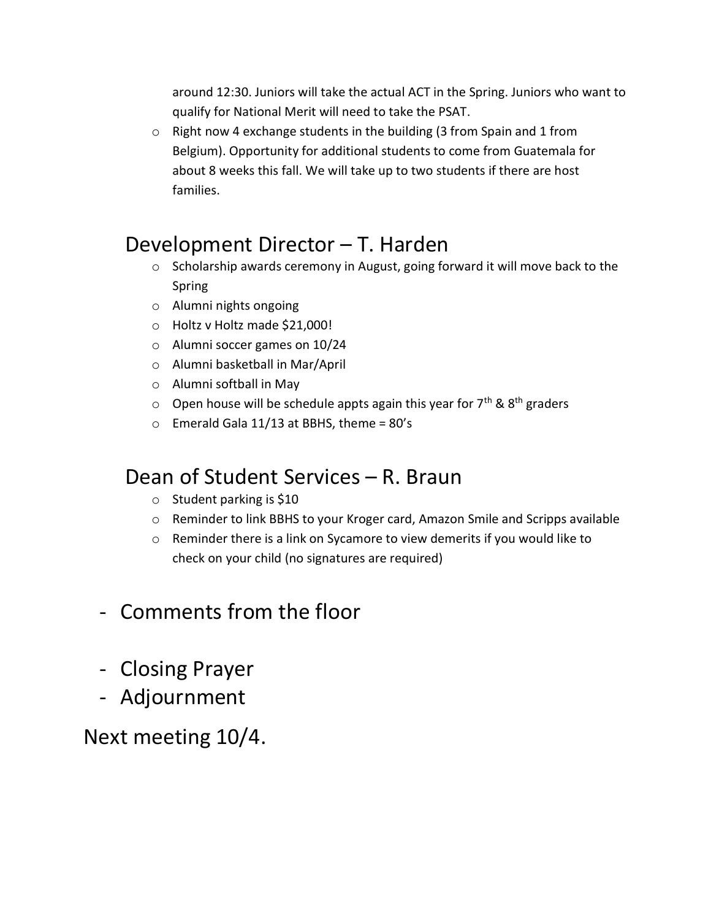around 12:30. Juniors will take the actual ACT in the Spring. Juniors who want to qualify for National Merit will need to take the PSAT.
- Right now 4 exchange students in the building (3 from Spain and 1 from Belgium). Opportunity for additional students to come from Guatemala for about 8 weeks this fall. We will take up to two students if there are host families.

## Development Director – T. Harden

- Scholarship awards ceremony in August, going forward it will move back to the Spring
- Alumni nights ongoing
- Holtz v Holtz made $21,000!
- Alumni soccer games on 10/24
- Alumni basketball in Mar/April
- Alumni softball in May
- Open house will be schedule appts again this year for 7th & 8th graders
- Emerald Gala 11/13 at BBHS, theme = 80's

## Dean of Student Services – R. Braun

- Student parking is $10
- Reminder to link BBHS to your Kroger card, Amazon Smile and Scripps available
- Reminder there is a link on Sycamore to view demerits if you would like to check on your child (no signatures are required)

- Comments from the floor

- Closing Prayer
- Adjournment

Next meeting 10/4.